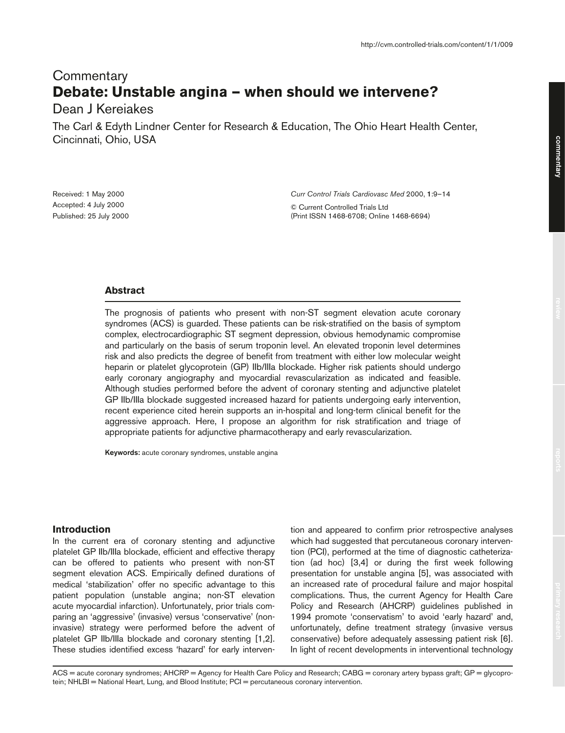Commentary

# Debate: Unstable angina – when should we intervene?

Dean J Kereiakes

The Carl & Edyth Lindner Center for Research & Education, The Ohio Heart Health Center, Cincinnati, Ohio, USA

Received: 1 May 2000
Accepted: 4 July 2000
Published: 25 July 2000

*Curr Control Trials Cardiovasc Med* 2000, **1**:9–14

© Current Controlled Trials Ltd
(Print ISSN 1468-6708; Online 1468-6694)

## Abstract

The prognosis of patients who present with non-ST segment elevation acute coronary syndromes (ACS) is guarded. These patients can be risk-stratified on the basis of symptom complex, electrocardiographic ST segment depression, obvious hemodynamic compromise and particularly on the basis of serum troponin level. An elevated troponin level determines risk and also predicts the degree of benefit from treatment with either low molecular weight heparin or platelet glycoprotein (GP) IIb/IIIa blockade. Higher risk patients should undergo early coronary angiography and myocardial revascularization as indicated and feasible. Although studies performed before the advent of coronary stenting and adjunctive platelet GP IIb/IIIa blockade suggested increased hazard for patients undergoing early intervention, recent experience cited herein supports an in-hospital and long-term clinical benefit for the aggressive approach. Here, I propose an algorithm for risk stratification and triage of appropriate patients for adjunctive pharmacotherapy and early revascularization.

**Keywords:** acute coronary syndromes, unstable angina

## Introduction

In the current era of coronary stenting and adjunctive platelet GP IIb/IIIa blockade, efficient and effective therapy can be offered to patients who present with non-ST segment elevation ACS. Empirically defined durations of medical 'stabilization' offer no specific advantage to this patient population (unstable angina; non-ST elevation acute myocardial infarction). Unfortunately, prior trials comparing an 'aggressive' (invasive) versus 'conservative' (non-invasive) strategy were performed before the advent of platelet GP IIb/IIIa blockade and coronary stenting [1,2]. These studies identified excess 'hazard' for early intervention and appeared to confirm prior retrospective analyses which had suggested that percutaneous coronary intervention (PCI), performed at the time of diagnostic catheterization (ad hoc) [3,4] or during the first week following presentation for unstable angina [5], was associated with an increased rate of procedural failure and major hospital complications. Thus, the current Agency for Health Care Policy and Research (AHCRP) guidelines published in 1994 promote 'conservatism' to avoid 'early hazard' and, unfortunately, define treatment strategy (invasive versus conservative) before adequately assessing patient risk [6]. In light of recent developments in interventional technology

ACS = acute coronary syndromes; AHCRP = Agency for Health Care Policy and Research; CABG = coronary artery bypass graft; GP = glycoprotein; NHLBI = National Heart, Lung, and Blood Institute; PCI = percutaneous coronary intervention.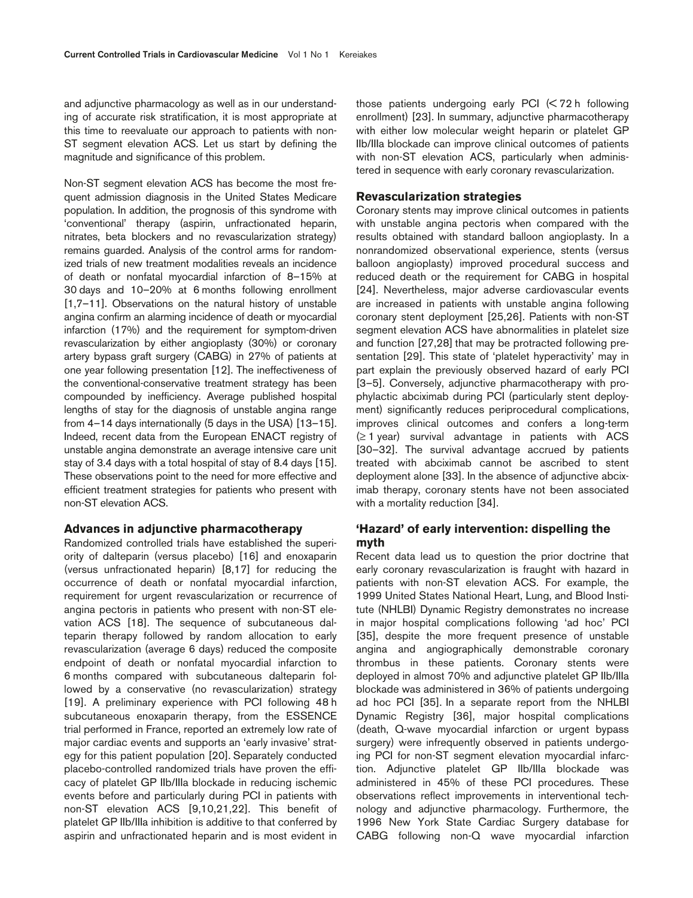and adjunctive pharmacology as well as in our understanding of accurate risk stratification, it is most appropriate at this time to reevaluate our approach to patients with non-ST segment elevation ACS. Let us start by defining the magnitude and significance of this problem.

Non-ST segment elevation ACS has become the most frequent admission diagnosis in the United States Medicare population. In addition, the prognosis of this syndrome with 'conventional' therapy (aspirin, unfractionated heparin, nitrates, beta blockers and no revascularization strategy) remains guarded. Analysis of the control arms for randomized trials of new treatment modalities reveals an incidence of death or nonfatal myocardial infarction of 8–15% at 30 days and 10–20% at 6 months following enrollment [1,7–11]. Observations on the natural history of unstable angina confirm an alarming incidence of death or myocardial infarction (17%) and the requirement for symptom-driven revascularization by either angioplasty (30%) or coronary artery bypass graft surgery (CABG) in 27% of patients at one year following presentation [12]. The ineffectiveness of the conventional-conservative treatment strategy has been compounded by inefficiency. Average published hospital lengths of stay for the diagnosis of unstable angina range from 4–14 days internationally (5 days in the USA) [13–15]. Indeed, recent data from the European ENACT registry of unstable angina demonstrate an average intensive care unit stay of 3.4 days with a total hospital of stay of 8.4 days [15]. These observations point to the need for more effective and efficient treatment strategies for patients who present with non-ST elevation ACS.

## Advances in adjunctive pharmacotherapy

Randomized controlled trials have established the superiority of dalteparin (versus placebo) [16] and enoxaparin (versus unfractionated heparin) [8,17] for reducing the occurrence of death or nonfatal myocardial infarction, requirement for urgent revascularization or recurrence of angina pectoris in patients who present with non-ST elevation ACS [18]. The sequence of subcutaneous dalteparin therapy followed by random allocation to early revascularization (average 6 days) reduced the composite endpoint of death or nonfatal myocardial infarction to 6 months compared with subcutaneous dalteparin followed by a conservative (no revascularization) strategy [19]. A preliminary experience with PCI following 48 h subcutaneous enoxaparin therapy, from the ESSENCE trial performed in France, reported an extremely low rate of major cardiac events and supports an 'early invasive' strategy for this patient population [20]. Separately conducted placebo-controlled randomized trials have proven the efficacy of platelet GP IIb/IIIa blockade in reducing ischemic events before and particularly during PCI in patients with non-ST elevation ACS [9,10,21,22]. This benefit of platelet GP IIb/IIIa inhibition is additive to that conferred by aspirin and unfractionated heparin and is most evident in those patients undergoing early PCI (< 72 h following enrollment) [23]. In summary, adjunctive pharmacotherapy with either low molecular weight heparin or platelet GP IIb/IIIa blockade can improve clinical outcomes of patients with non-ST elevation ACS, particularly when administered in sequence with early coronary revascularization.

## Revascularization strategies

Coronary stents may improve clinical outcomes in patients with unstable angina pectoris when compared with the results obtained with standard balloon angioplasty. In a nonrandomized observational experience, stents (versus balloon angioplasty) improved procedural success and reduced death or the requirement for CABG in hospital [24]. Nevertheless, major adverse cardiovascular events are increased in patients with unstable angina following coronary stent deployment [25,26]. Patients with non-ST segment elevation ACS have abnormalities in platelet size and function [27,28] that may be protracted following presentation [29]. This state of 'platelet hyperactivity' may in part explain the previously observed hazard of early PCI [3–5]. Conversely, adjunctive pharmacotherapy with prophylactic abciximab during PCI (particularly stent deployment) significantly reduces periprocedural complications, improves clinical outcomes and confers a long-term (≥ 1 year) survival advantage in patients with ACS [30–32]. The survival advantage accrued by patients treated with abciximab cannot be ascribed to stent deployment alone [33]. In the absence of adjunctive abciximab therapy, coronary stents have not been associated with a mortality reduction [34].

## 'Hazard' of early intervention: dispelling the myth

Recent data lead us to question the prior doctrine that early coronary revascularization is fraught with hazard in patients with non-ST elevation ACS. For example, the 1999 United States National Heart, Lung, and Blood Institute (NHLBI) Dynamic Registry demonstrates no increase in major hospital complications following 'ad hoc' PCI [35], despite the more frequent presence of unstable angina and angiographically demonstrable coronary thrombus in these patients. Coronary stents were deployed in almost 70% and adjunctive platelet GP IIb/IIIa blockade was administered in 36% of patients undergoing ad hoc PCI [35]. In a separate report from the NHLBI Dynamic Registry [36], major hospital complications (death, Q-wave myocardial infarction or urgent bypass surgery) were infrequently observed in patients undergoing PCI for non-ST segment elevation myocardial infarction. Adjunctive platelet GP IIb/IIIa blockade was administered in 45% of these PCI procedures. These observations reflect improvements in interventional technology and adjunctive pharmacology. Furthermore, the 1996 New York State Cardiac Surgery database for CABG following non-Q wave myocardial infarction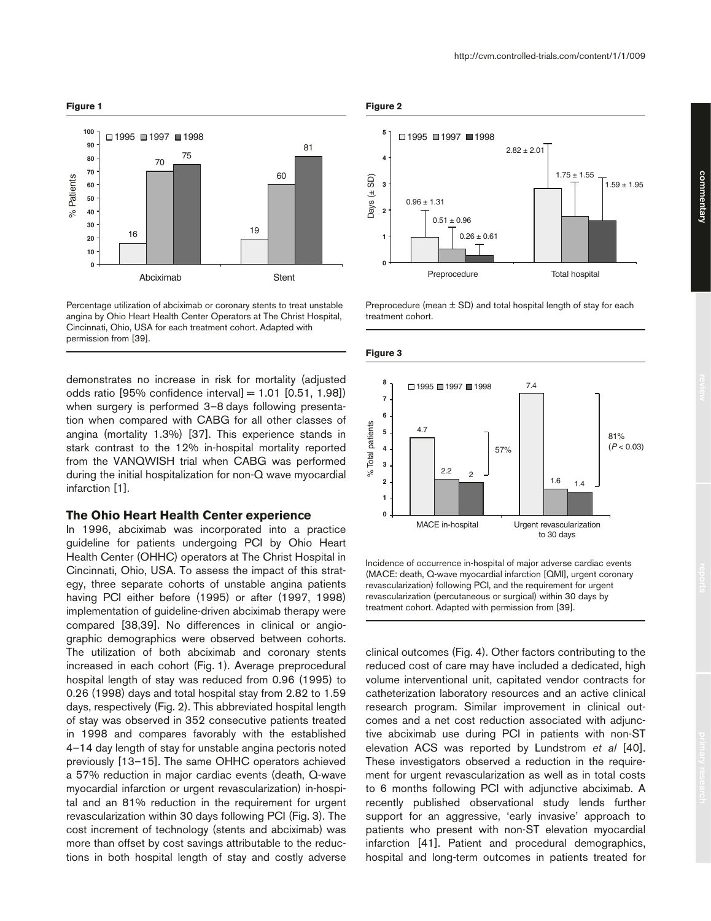**Figure 1**

100
90
80
70
60
50
40
30
20
10
0

% Patients

□ 1995 ■ 1997 ■ 1998

16
70
75
19
60
81

Abciximab
Stent

Percentage utilization of abciximab or coronary stents to treat unstable angina by Ohio Heart Health Center Operators at The Christ Hospital, Cincinnati, Ohio, USA for each treatment cohort. Adapted with permission from [39].

**Figure 2**

5
4
3
2
1
0

Days (± SD)

□ 1995 ■ 1997 ■ 1998

0.96 ± 1.31
0.51 ± 0.96
0.26 ± 0.61
2.82 ± 2.01
1.75 ± 1.55
1.59 ± 1.95

Preprocedure
Total hospital

Preprocedure (mean ± SD) and total hospital length of stay for each treatment cohort.

**Figure 3**

8
7
6
5
4
3
2
1
0

% Total patients

□ 1995 ■ 1997 ■ 1998

4.7
2.2
2
57%
7.4
1.6
1.4
81%
($P < 0.03$)

MACE in-hospital
Urgent revascularization to 30 days

Incidence of occurrence in-hospital of major adverse cardiac events (MACE: death, Q-wave myocardial infarction [QMI], urgent coronary revascularization) following PCI, and the requirement for urgent revascularization (percutaneous or surgical) within 30 days by treatment cohort. Adapted with permission from [39].

demonstrates no increase in risk for mortality (adjusted odds ratio [95% confidence interval] = 1.01 [0.51, 1.98]) when surgery is performed 3–8 days following presentation when compared with CABG for all other classes of angina (mortality 1.3%) [37]. This experience stands in stark contrast to the 12% in-hospital mortality reported from the VANQWISH trial when CABG was performed during the initial hospitalization for non-Q wave myocardial infarction [1].

## The Ohio Heart Health Center experience

In 1996, abciximab was incorporated into a practice guideline for patients undergoing PCI by Ohio Heart Health Center (OHHC) operators at The Christ Hospital in Cincinnati, Ohio, USA. To assess the impact of this strategy, three separate cohorts of unstable angina patients having PCI either before (1995) or after (1997, 1998) implementation of guideline-driven abciximab therapy were compared [38,39]. No differences in clinical or angiographic demographics were observed between cohorts. The utilization of both abciximab and coronary stents increased in each cohort (Fig. 1). Average preprocedural hospital length of stay was reduced from 0.96 (1995) to 0.26 (1998) days and total hospital stay from 2.82 to 1.59 days, respectively (Fig. 2). This abbreviated hospital length of stay was observed in 352 consecutive patients treated in 1998 and compares favorably with the established 4–14 day length of stay for unstable angina pectoris noted previously [13–15]. The same OHHC operators achieved a 57% reduction in major cardiac events (death, Q-wave myocardial infarction or urgent revascularization) in-hospital and an 81% reduction in the requirement for urgent revascularization within 30 days following PCI (Fig. 3). The cost increment of technology (stents and abciximab) was more than offset by cost savings attributable to the reductions in both hospital length of stay and costly adverse clinical outcomes (Fig. 4). Other factors contributing to the reduced cost of care may have included a dedicated, high volume interventional unit, capitated vendor contracts for catheterization laboratory resources and an active clinical research program. Similar improvement in clinical outcomes and a net cost reduction associated with adjunctive abciximab use during PCI in patients with non-ST elevation ACS was reported by Lundstrom *et al* [40]. These investigators observed a reduction in the requirement for urgent revascularization as well as in total costs to 6 months following PCI with adjunctive abciximab. A recently published observational study lends further support for an aggressive, 'early invasive' approach to patients who present with non-ST elevation myocardial infarction [41]. Patient and procedural demographics, hospital and long-term outcomes in patients treated for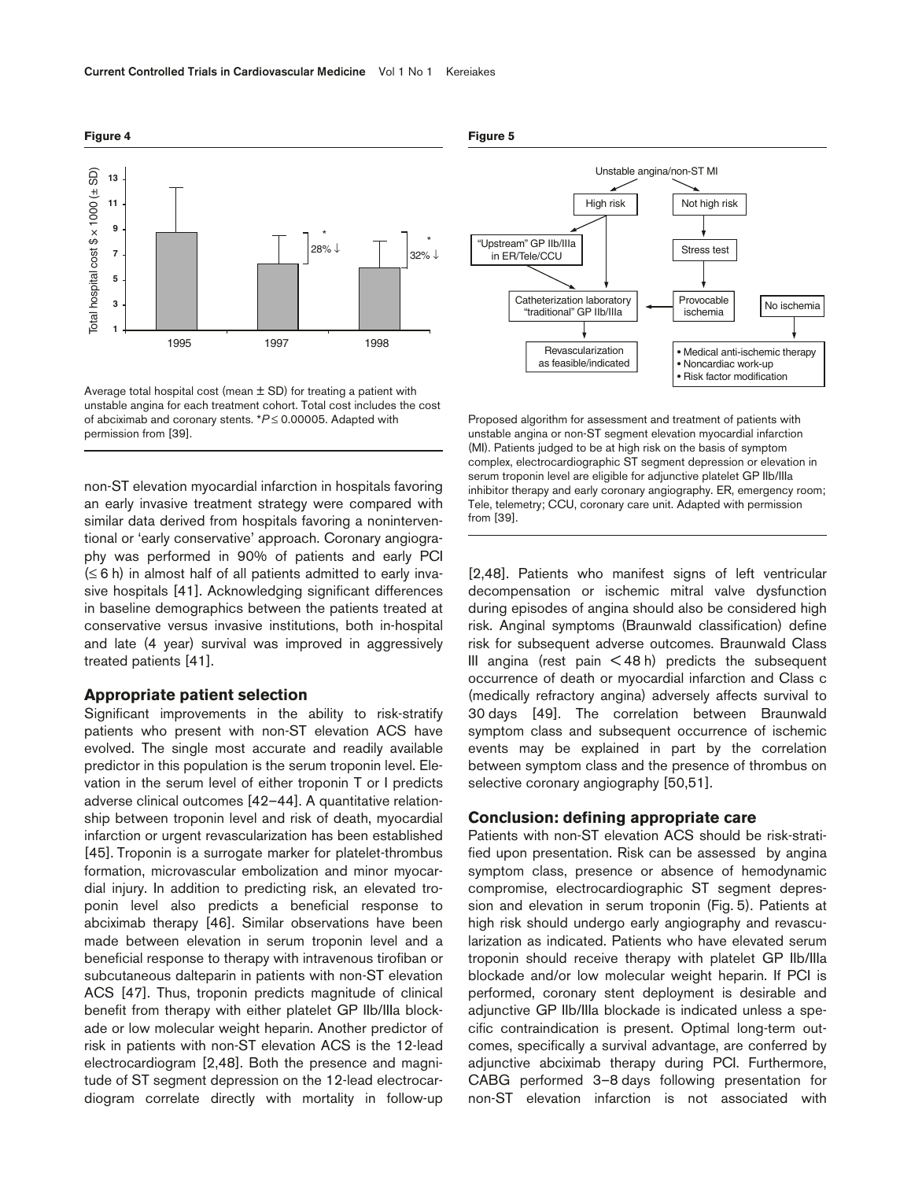**Figure 4**

Total hospital cost $ × 1000 (± SD)

13
11
9
7
5
3
1

1995
1997
1998

*
28% ↓

*
32% ↓

Average total hospital cost (mean ± SD) for treating a patient with unstable angina for each treatment cohort. Total cost includes the cost of abciximab and coronary stents. *$P \leq 0.00005$. Adapted with permission from [39].

**Figure 5**

Unstable angina/non-ST MI

High risk

Not high risk

"Upstream" GP IIb/IIIa in ER/Tele/CCU

Stress test

Catheterization laboratory "traditional" GP IIb/IIIa

Provocable ischemia

No ischemia

Revascularization as feasible/indicated

• Medical anti-ischemic therapy
• Noncardiac work-up
• Risk factor modification

Proposed algorithm for assessment and treatment of patients with unstable angina or non-ST segment elevation myocardial infarction (MI). Patients judged to be at high risk on the basis of symptom complex, electrocardiographic ST segment depression or elevation in serum troponin level are eligible for adjunctive platelet GP IIb/IIIa inhibitor therapy and early coronary angiography. ER, emergency room; Tele, telemetry; CCU, coronary care unit. Adapted with permission from [39].

non-ST elevation myocardial infarction in hospitals favoring an early invasive treatment strategy were compared with similar data derived from hospitals favoring a noninterventional or 'early conservative' approach. Coronary angiography was performed in 90% of patients and early PCI (≤ 6 h) in almost half of all patients admitted to early invasive hospitals [41]. Acknowledging significant differences in baseline demographics between the patients treated at conservative versus invasive institutions, both in-hospital and late (4 year) survival was improved in aggressively treated patients [41].

## Appropriate patient selection

Significant improvements in the ability to risk-stratify patients who present with non-ST elevation ACS have evolved. The single most accurate and readily available predictor in this population is the serum troponin level. Elevation in the serum level of either troponin T or I predicts adverse clinical outcomes [42–44]. A quantitative relationship between troponin level and risk of death, myocardial infarction or urgent revascularization has been established [45]. Troponin is a surrogate marker for platelet-thrombus formation, microvascular embolization and minor myocardial injury. In addition to predicting risk, an elevated troponin level also predicts a beneficial response to abciximab therapy [46]. Similar observations have been made between elevation in serum troponin level and a beneficial response to therapy with intravenous tirofiban or subcutaneous dalteparin in patients with non-ST elevation ACS [47]. Thus, troponin predicts magnitude of clinical benefit from therapy with either platelet GP IIb/IIIa blockade or low molecular weight heparin. Another predictor of risk in patients with non-ST elevation ACS is the 12-lead electrocardiogram [2,48]. Both the presence and magnitude of ST segment depression on the 12-lead electrocardiogram correlate directly with mortality in follow-up [2,48]. Patients who manifest signs of left ventricular decompensation or ischemic mitral valve dysfunction during episodes of angina should also be considered high risk. Anginal symptoms (Braunwald classification) define risk for subsequent adverse outcomes. Braunwald Class III angina (rest pain < 48 h) predicts the subsequent occurrence of death or myocardial infarction and Class c (medically refractory angina) adversely affects survival to 30 days [49]. The correlation between Braunwald symptom class and subsequent occurrence of ischemic events may be explained in part by the correlation between symptom class and the presence of thrombus on selective coronary angiography [50,51].

## Conclusion: defining appropriate care

Patients with non-ST elevation ACS should be risk-stratified upon presentation. Risk can be assessed by angina symptom class, presence or absence of hemodynamic compromise, electrocardiographic ST segment depression and elevation in serum troponin (Fig. 5). Patients at high risk should undergo early angiography and revascularization as indicated. Patients who have elevated serum troponin should receive therapy with platelet GP IIb/IIIa blockade and/or low molecular weight heparin. If PCI is performed, coronary stent deployment is desirable and adjunctive GP IIb/IIIa blockade is indicated unless a specific contraindication is present. Optimal long-term outcomes, specifically a survival advantage, are conferred by adjunctive abciximab therapy during PCI. Furthermore, CABG performed 3–8 days following presentation for non-ST elevation infarction is not associated with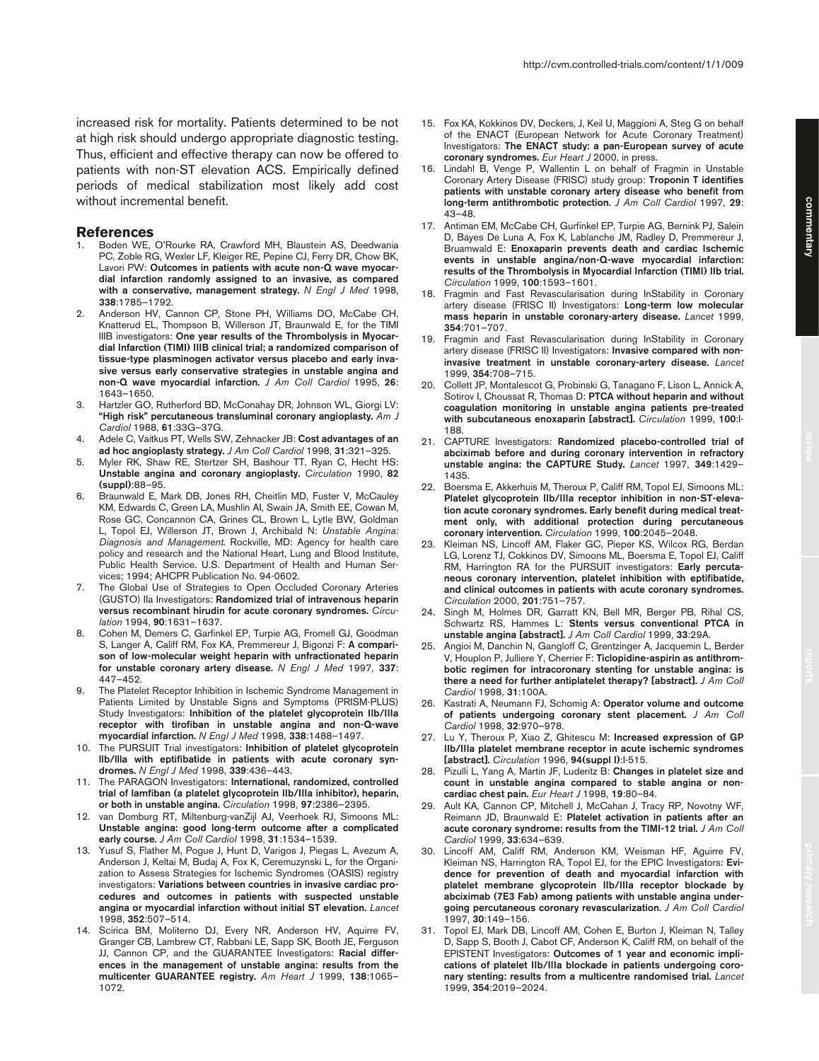increased risk for mortality. Patients determined to be not at high risk should undergo appropriate diagnostic testing. Thus, efficient and effective therapy can now be offered to patients with non-ST elevation ACS. Empirically defined periods of medical stabilization most likely add cost without incremental benefit.

## References

1. Boden WE, O'Rourke RA, Crawford MH, Blaustein AS, Deedwania PC, Zoble RG, Wexler LF, Kleiger RE, Pepine CJ, Ferry DR, Chow BK, Lavori PW: **Outcomes in patients with acute non-Q wave myocardial infarction randomly assigned to an invasive, as compared with a conservative, management strategy.** *N Engl J Med* 1998, **338**:1785–1792.
2. Anderson HV, Cannon CP, Stone PH, Williams DO, McCabe CH, Knatterud EL, Thompson B, Willerson JT, Braunwald E, for the TIMI IIIB investigators: **One year results of the Thrombolysis in Myocardial Infarction (TIMI) IIIB clinical trial; a randomized comparison of tissue-type plasminogen activator versus placebo and early invasive versus early conservative strategies in unstable angina and non-Q wave myocardial infarction.** *J Am Coll Cardiol* 1995, **26**: 1643–1650.
3. Hartzler GO, Rutherford BD, McConahay DR, Johnson WL, Giorgi LV: **"High risk" percutaneous transluminal coronary angioplasty.** *Am J Cardiol* 1988, **61**:33G–37G.
4. Adele C, Vaitkus PT, Wells SW, Zehnacker JB: **Cost advantages of an ad hoc angioplasty strategy.** *J Am Coll Cardiol* 1998, **31**:321–325.
5. Myler RK, Shaw RE, Stertzer SH, Bashour TT, Ryan C, Hecht HS: **Unstable angina and coronary angioplasty.** *Circulation* 1990, **82 (suppl)**:88–95.
6. Braunwald E, Mark DB, Jones RH, Cheitlin MD, Fuster V, McCauley KM, Edwards C, Green LA, Mushlin AI, Swain JA, Smith EE, Cowan M, Rose GC, Concannon CA, Grines CL, Brown L, Lytle BW, Goldman L, Topol EJ, Willerson JT, Brown J, Archibald N: *Unstable Angina: Diagnosis and Management.* Rockville, MD: Agency for health care policy and research and the National Heart, Lung and Blood Institute, Public Health Service. U.S. Department of Health and Human Services; 1994; AHCPR Publication No. 94-0602.
7. The Global Use of Strategies to Open Occluded Coronary Arteries (GUSTO) IIa Investigators: **Randomized trial of intravenous heparin versus recombinant hirudin for acute coronary syndromes.** *Circulation* 1994, **90**:1631–1637.
8. Cohen M, Demers C, Garfinkel EP, Turpie AG, Fromell GJ, Goodman S, Langer A, Califf RM, Fox KA, Premmereur J, Bigonzi F: **A comparison of low-molecular weight heparin with unfractionated heparin for unstable coronary artery disease.** *N Engl J Med* 1997, **337**: 447–452.
9. The Platelet Receptor Inhibition in Ischemic Syndrome Management in Patients Limited by Unstable Signs and Symptoms (PRISM-PLUS) Study Investigators: **Inhibition of the platelet glycoprotein IIb/IIIa receptor with tirofiban in unstable angina and non-Q-wave myocardial infarction.** *N Engl J Med* 1998, **338**:1488–1497.
10. The PURSUIT Trial investigators: **Inhibition of platelet glycoprotein IIb/IIIa with eptifibatide in patients with acute coronary syndromes.** *N Engl J Med* 1998, **339**:436–443.
11. The PARAGON Investigators: **International, randomized, controlled trial of lamifiban (a platelet glycoprotein IIb/IIIa inhibitor), heparin, or both in unstable angina.** *Circulation* 1998, **97**:2386–2395.
12. van Domburg RT, Miltenburg-vanZijl AJ, Veerhoek RJ, Simoons ML: **Unstable angina: good long-term outcome after a complicated early course.** *J Am Coll Cardiol* 1998, **31**:1534–1539.
13. Yusuf S, Flather M, Pogue J, Hunt D, Varigos J, Piegas L, Avezum A, Anderson J, Keltai M, Budaj A, Fox K, Ceremuzynski L, for the Organization to Assess Strategies for Ischemic Syndromes (OASIS) registry investigators: **Variations between countries in invasive cardiac procedures and outcomes in patients with suspected unstable angina or myocardial infarction without initial ST elevation.** *Lancet* 1998, **352**:507–514.
14. Scirica BM, Moliterno DJ, Every NR, Anderson HV, Aquirre FV, Granger CB, Lambrew CT, Rabbani LE, Sapp SK, Booth JE, Ferguson JJ, Cannon CP, and the GUARANTEE Investigators: **Racial differences in the management of unstable angina: results from the multicenter GUARANTEE registry.** *Am Heart J* 1999, **138**:1065–1072.
15. Fox KA, Kokkinos DV, Deckers, J, Keil U, Maggioni A, Steg G on behalf of the ENACT (European Network for Acute Coronary Treatment) Investigators: **The ENACT study: a pan-European survey of acute coronary syndromes.** *Eur Heart J* 2000, in press.
16. Lindahl B, Venge P, Wallentin L on behalf of Fragmin in Unstable Coronary Artery Disease (FRISC) study group: **Troponin T identifies patients with unstable coronary artery disease who benefit from long-term antithrombotic protection.** *J Am Coll Cardiol* 1997, **29**: 43–48.
17. Antiman EM, McCabe CH, Gurfinkel EP, Turpie AG, Bernink PJ, Salein D, Bayes De Luna A, Fox K, Lablanche JM, Radley D, Premmereur J, Bruamwald E: **Enoxaparin prevents death and cardiac Ischemic events in unstable angina/non-Q-wave myocardial infarction: results of the Thrombolysis in Myocardial Infarction (TIMI) IIb trial.** *Circulation* 1999, **100**:1593–1601.
18. Fragmin and Fast Revascularisation during InStability in Coronary artery disease (FRISC II) Investigators: **Long-term low molecular mass heparin in unstable coronary-artery disease.** *Lancet* 1999, **354**:701–707.
19. Fragmin and Fast Revascularisation during InStability in Coronary artery disease (FRISC II) Investigators: **Invasive compared with non-invasive treatment in unstable coronary-artery disease.** *Lancet* 1999, **354**:708–715.
20. Collett JP, Montalescot G, Probinski G, Tanagano F, Lison L, Annick A, Sotirov I, Choussat R, Thomas D: **PTCA without heparin and without coagulation monitoring in unstable angina patients pre-treated with subcutaneous enoxaparin [abstract].** *Circulation* 1999, **100**:I-188.
21. CAPTURE Investigators: **Randomized placebo-controlled trial of abciximab before and during coronary intervention in refractory unstable angina: the CAPTURE Study.** *Lancet* 1997, **349**:1429–1435.
22. Boersma E, Akkerhuis M, Theroux P, Califf RM, Topol EJ, Simoons ML: **Platelet glycoprotein IIb/IIIa receptor inhibition in non-ST-elevation acute coronary syndromes. Early benefit during medical treatment only, with additional protection during percutaneous coronary intervention.** *Circulation* 1999, **100**:2045–2048.
23. Kleiman NS, Lincoff AM, Flaker GC, Pieper KS, Wilcox RG, Berdan LG, Lorenz TJ, Cokkinos DV, Simoons ML, Boersma E, Topol EJ, Califf RM, Harrington RA for the PURSUIT investigators: **Early percutaneous coronary intervention, platelet inhibition with eptifibatide, and clinical outcomes in patients with acute coronary syndromes.** *Circulation* 2000, **201**:751–757.
24. Singh M, Holmes DR, Garratt KN, Bell MR, Berger PB, Rihal CS, Schwartz RS, Hammes L: **Stents versus conventional PTCA in unstable angina [abstract].** *J Am Coll Cardiol* 1999, **33**:29A.
25. Angioi M, Danchin N, Gangloff C, Grentzinger A, Jacquemin L, Berder V, Houplon P, Julliere Y, Cherrier F: **Ticlopidine-aspirin as antithrombotic regimen for intracoronary stenting for unstable angina: is there a need for further antiplatelet therapy? [abstract].** *J Am Coll Cardiol* 1998, **31**:100A.
26. Kastrati A, Neumann FJ, Schomig A: **Operator volume and outcome of patients undergoing coronary stent placement.** *J Am Coll Cardiol* 1998, **32**:970–978.
27. Lu Y, Theroux P, Xiao Z, Ghitescu M: **Increased expression of GP IIb/IIIa platelet membrane receptor in acute ischemic syndromes [abstract].** *Circulation* 1996, **94(suppl I)**:I-515.
28. Pizulli L, Yang A, Martin JF, Luderitz B: **Changes in platelet size and count in unstable angina compared to stable angina or non-cardiac chest pain.** *Eur Heart J* 1998, **19**:80–84.
29. Ault KA, Cannon CP, Mitchell J, McCahan J, Tracy RP, Novotny WF, Reimann JD, Braunwald E: **Platelet activation in patients after an acute coronary syndrome: results from the TIMI-12 trial.** *J Am Coll Cardiol* 1999, **33**:634–639.
30. Lincoff AM, Califf RM, Anderson KM, Weisman HF, Aguirre FV, Kleiman NS, Harrington RA, Topol EJ, for the EPIC Investigators: **Evidence for prevention of death and myocardial infarction with platelet membrane glycoprotein IIb/IIIa receptor blockade by abciximab (7E3 Fab) among patients with unstable angina undergoing percutaneous coronary revascularization.** *J Am Coll Cardiol* 1997, **30**:149–156.
31. Topol EJ, Mark DB, Lincoff AM, Cohen E, Burton J, Kleiman N, Talley D, Sapp S, Booth J, Cabot CF, Anderson K, Califf RM, on behalf of the EPISTENT Investigators: **Outcomes of 1 year and economic implications of platelet IIb/IIIa blockade in patients undergoing coronary stenting: results from a multicentre randomised trial.** *Lancet* 1999, **354**:2019–2024.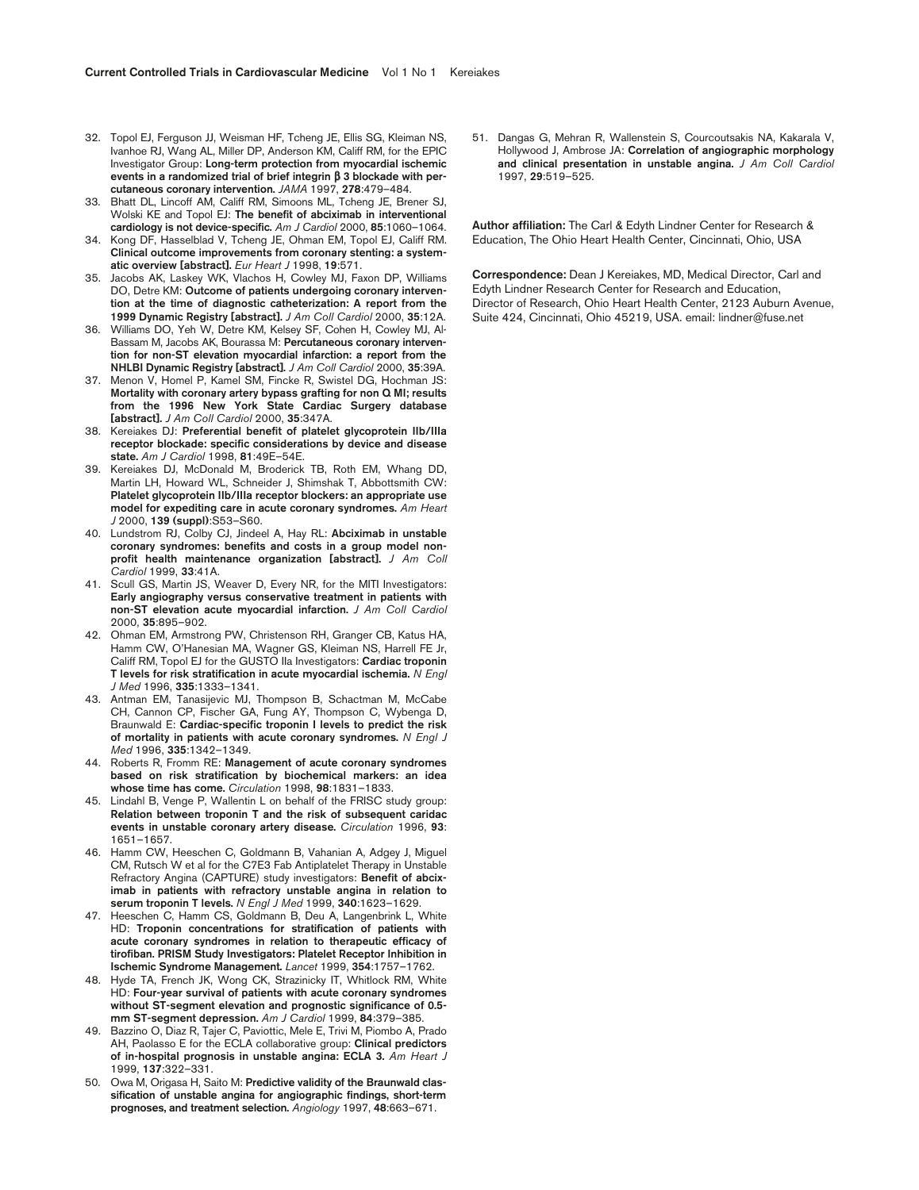32. Topol EJ, Ferguson JJ, Weisman HF, Tcheng JE, Ellis SG, Kleiman NS, Ivanhoe RJ, Wang AL, Miller DP, Anderson KM, Califf RM, for the EPIC Investigator Group: **Long-term protection from myocardial ischemic events in a randomized trial of brief integrin β 3 blockade with percutaneous coronary intervention.** *JAMA* 1997, **278**:479–484.
33. Bhatt DL, Lincoff AM, Califf RM, Simoons ML, Tcheng JE, Brener SJ, Wolski KE and Topol EJ: **The benefit of abciximab in interventional cardiology is not device-specific.** *Am J Cardiol* 2000, **85**:1060–1064.
34. Kong DF, Hasselblad V, Tcheng JE, Ohman EM, Topol EJ, Califf RM. **Clinical outcome improvements from coronary stenting: a systematic overview [abstract].** *Eur Heart J* 1998, **19**:571.
35. Jacobs AK, Laskey WK, Vlachos H, Cowley MJ, Faxon DP, Williams DO, Detre KM: **Outcome of patients undergoing coronary intervention at the time of diagnostic catheterization: A report from the 1999 Dynamic Registry [abstract].** *J Am Coll Cardiol* 2000, **35**:12A.
36. Williams DO, Yeh W, Detre KM, Kelsey SF, Cohen H, Cowley MJ, Al-Bassam M, Jacobs AK, Bourassa M: **Percutaneous coronary intervention for non-ST elevation myocardial infarction: a report from the NHLBI Dynamic Registry [abstract].** *J Am Coll Cardiol* 2000, **35**:39A.
37. Menon V, Homel P, Kamel SM, Fincke R, Swistel DG, Hochman JS: **Mortality with coronary artery bypass grafting for non Q MI; results from the 1996 New York State Cardiac Surgery database [abstract].** *J Am Coll Cardiol* 2000, **35**:347A.
38. Kereiakes DJ: **Preferential benefit of platelet glycoprotein IIb/IIIa receptor blockade: specific considerations by device and disease state.** *Am J Cardiol* 1998, **81**:49E–54E.
39. Kereiakes DJ, McDonald M, Broderick TB, Roth EM, Whang DD, Martin LH, Howard WL, Schneider J, Shimshak T, Abbottsmith CW: **Platelet glycoprotein IIb/IIIa receptor blockers: an appropriate use model for expediting care in acute coronary syndromes.** *Am Heart J* 2000, **139 (suppl)**:S53–S60.
40. Lundstrom RJ, Colby CJ, Jindeel A, Hay RL: **Abciximab in unstable coronary syndromes: benefits and costs in a group model non-profit health maintenance organization [abstract].** *J Am Coll Cardiol* 1999, **33**:41A.
41. Scull GS, Martin JS, Weaver D, Every NR, for the MITI Investigators: **Early angiography versus conservative treatment in patients with non-ST elevation acute myocardial infarction.** *J Am Coll Cardiol* 2000, **35**:895–902.
42. Ohman EM, Armstrong PW, Christenson RH, Granger CB, Katus HA, Hamm CW, O'Hanesian MA, Wagner GS, Kleiman NS, Harrell FE Jr, Califf RM, Topol EJ for the GUSTO IIa Investigators: **Cardiac troponin T levels for risk stratification in acute myocardial ischemia.** *N Engl J Med* 1996, **335**:1333–1341.
43. Antman EM, Tanasijevic MJ, Thompson B, Schactman M, McCabe CH, Cannon CP, Fischer GA, Fung AY, Thompson C, Wybenga D, Braunwald E: **Cardiac-specific troponin I levels to predict the risk of mortality in patients with acute coronary syndromes.** *N Engl J Med* 1996, **335**:1342–1349.
44. Roberts R, Fromm RE: **Management of acute coronary syndromes based on risk stratification by biochemical markers: an idea whose time has come.** *Circulation* 1998, **98**:1831–1833.
45. Lindahl B, Venge P, Wallentin L on behalf of the FRISC study group: **Relation between troponin T and the risk of subsequent caridac events in unstable coronary artery disease.** *Circulation* 1996, **93**: 1651–1657.
46. Hamm CW, Heeschen C, Goldmann B, Vahanian A, Adgey J, Miguel CM, Rutsch W et al for the C7E3 Fab Antiplatelet Therapy in Unstable Refractory Angina (CAPTURE) study investigators: **Benefit of abciximab in patients with refractory unstable angina in relation to serum troponin T levels.** *N Engl J Med* 1999, **340**:1623–1629.
47. Heeschen C, Hamm CS, Goldmann B, Deu A, Langenbrink L, White HD: **Troponin concentrations for stratification of patients with acute coronary syndromes in relation to therapeutic efficacy of tirofiban. PRISM Study Investigators: Platelet Receptor Inhibition in Ischemic Syndrome Management.** *Lancet* 1999, **354**:1757–1762.
48. Hyde TA, French JK, Wong CK, Strazinicky IT, Whitlock RM, White HD: **Four-year survival of patients with acute coronary syndromes without ST-segment elevation and prognostic significance of 0.5-mm ST-segment depression.** *Am J Cardiol* 1999, **84**:379–385.
49. Bazzino O, Diaz R, Tajer C, Paviottic, Mele E, Trivi M, Piombo A, Prado AH, Paolasso E for the ECLA collaborative group: **Clinical predictors of in-hospital prognosis in unstable angina: ECLA 3.** *Am Heart J* 1999, **137**:322–331.
50. Owa M, Origasa H, Saito M: **Predictive validity of the Braunwald classification of unstable angina for angiographic findings, short-term prognoses, and treatment selection.** *Angiology* 1997, **48**:663–671.
51. Dangas G, Mehran R, Wallenstein S, Courcoutsakis NA, Kakarala V, Hollywood J, Ambrose JA: **Correlation of angiographic morphology and clinical presentation in unstable angina.** *J Am Coll Cardiol* 1997, **29**:519–525.

**Author affiliation:** The Carl & Edyth Lindner Center for Research & Education, The Ohio Heart Health Center, Cincinnati, Ohio, USA

**Correspondence:** Dean J Kereiakes, MD, Medical Director, Carl and Edyth Lindner Research Center for Research and Education, Director of Research, Ohio Heart Health Center, 2123 Auburn Avenue, Suite 424, Cincinnati, Ohio 45219, USA. email: lindner@fuse.net